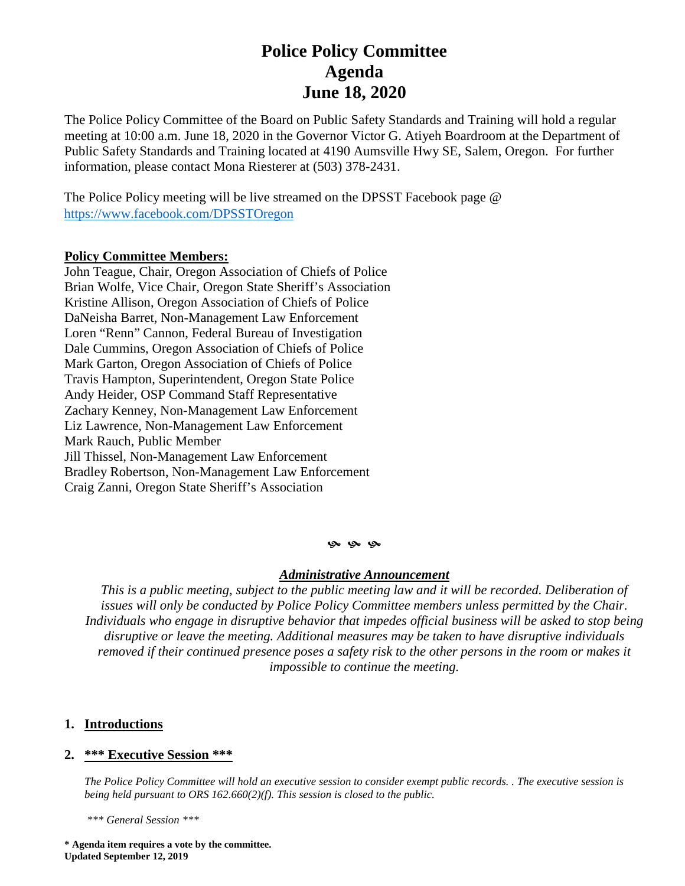# Police Policy Committee
# Agenda
# June 18, 2020

The Police Policy Committee of the Board on Public Safety Standards and Training will hold a regular meeting at 10:00 a.m. June 18, 2020 in the Governor Victor G. Atiyeh Boardroom at the Department of Public Safety Standards and Training located at 4190 Aumsville Hwy SE, Salem, Oregon. For further information, please contact Mona Riesterer at (503) 378-2431.

The Police Policy meeting will be live streamed on the DPSST Facebook page @ https://www.facebook.com/DPSSTOregon

**Policy Committee Members:**

John Teague, Chair, Oregon Association of Chiefs of Police
Brian Wolfe, Vice Chair, Oregon State Sheriff's Association
Kristine Allison, Oregon Association of Chiefs of Police
DaNeisha Barret, Non-Management Law Enforcement
Loren "Renn" Cannon, Federal Bureau of Investigation
Dale Cummins, Oregon Association of Chiefs of Police
Mark Garton, Oregon Association of Chiefs of Police
Travis Hampton, Superintendent, Oregon State Police
Andy Heider, OSP Command Staff Representative
Zachary Kenney, Non-Management Law Enforcement
Liz Lawrence, Non-Management Law Enforcement
Mark Rauch, Public Member
Jill Thissel, Non-Management Law Enforcement
Bradley Robertson, Non-Management Law Enforcement
Craig Zanni, Oregon State Sheriff's Association

***Administrative Announcement***

*This is a public meeting, subject to the public meeting law and it will be recorded. Deliberation of issues will only be conducted by Police Policy Committee members unless permitted by the Chair. Individuals who engage in disruptive behavior that impedes official business will be asked to stop being disruptive or leave the meeting. Additional measures may be taken to have disruptive individuals removed if their continued presence poses a safety risk to the other persons in the room or makes it impossible to continue the meeting.*

## 1. Introductions

## 2. *** Executive Session ***

*The Police Policy Committee will hold an executive session to consider exempt public records. . The executive session is being held pursuant to ORS 162.660(2)(f). This session is closed to the public.*

*\*\*\* General Session \*\*\**

**\* Agenda item requires a vote by the committee.**
**Updated September 12, 2019**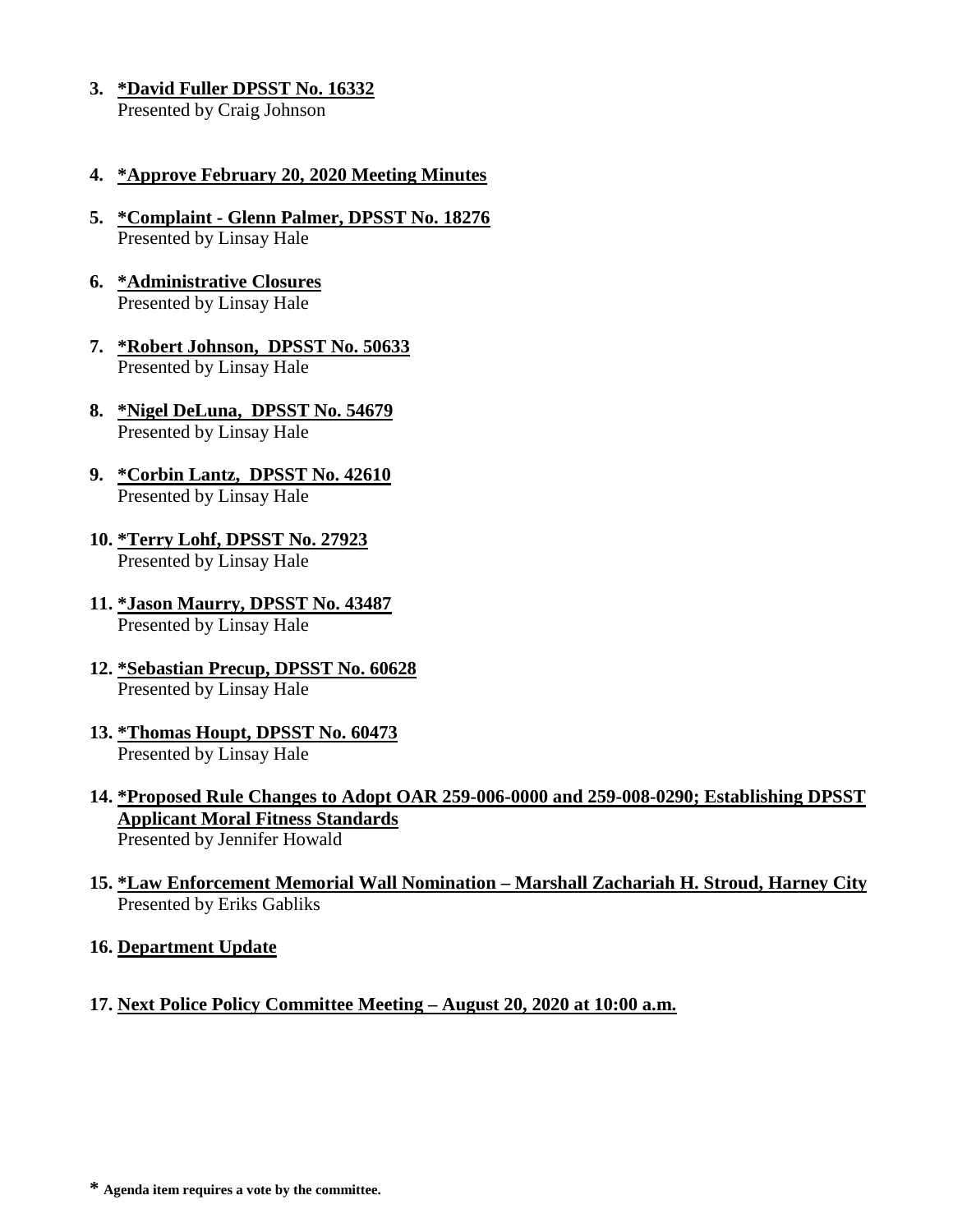3. **<u>*David Fuller DPSST No. 16332</u>**
   Presented by Craig Johnson

4. **<u>*Approve February 20, 2020 Meeting Minutes</u>**

5. **<u>*Complaint - Glenn Palmer, DPSST No. 18276</u>**
   Presented by Linsay Hale

6. **<u>*Administrative Closures</u>**
   Presented by Linsay Hale

7. **<u>*Robert Johnson, DPSST No. 50633</u>**
   Presented by Linsay Hale

8. **<u>*Nigel DeLuna, DPSST No. 54679</u>**
   Presented by Linsay Hale

9. **<u>*Corbin Lantz, DPSST No. 42610</u>**
   Presented by Linsay Hale

10. **<u>*Terry Lohf, DPSST No. 27923</u>**
    Presented by Linsay Hale

11. **<u>*Jason Maurry, DPSST No. 43487</u>**
    Presented by Linsay Hale

12. **<u>*Sebastian Precup, DPSST No. 60628</u>**
    Presented by Linsay Hale

13. **<u>*Thomas Houpt, DPSST No. 60473</u>**
    Presented by Linsay Hale

14. **<u>*Proposed Rule Changes to Adopt OAR 259-006-0000 and 259-008-0290; Establishing DPSST Applicant Moral Fitness Standards</u>**
    Presented by Jennifer Howald

15. **<u>*Law Enforcement Memorial Wall Nomination – Marshall Zachariah H. Stroud, Harney City</u>**
    Presented by Eriks Gabliks

16. **<u>Department Update</u>**

17. **<u>Next Police Policy Committee Meeting – August 20, 2020 at 10:00 a.m.</u>**

**\* Agenda item requires a vote by the committee.**